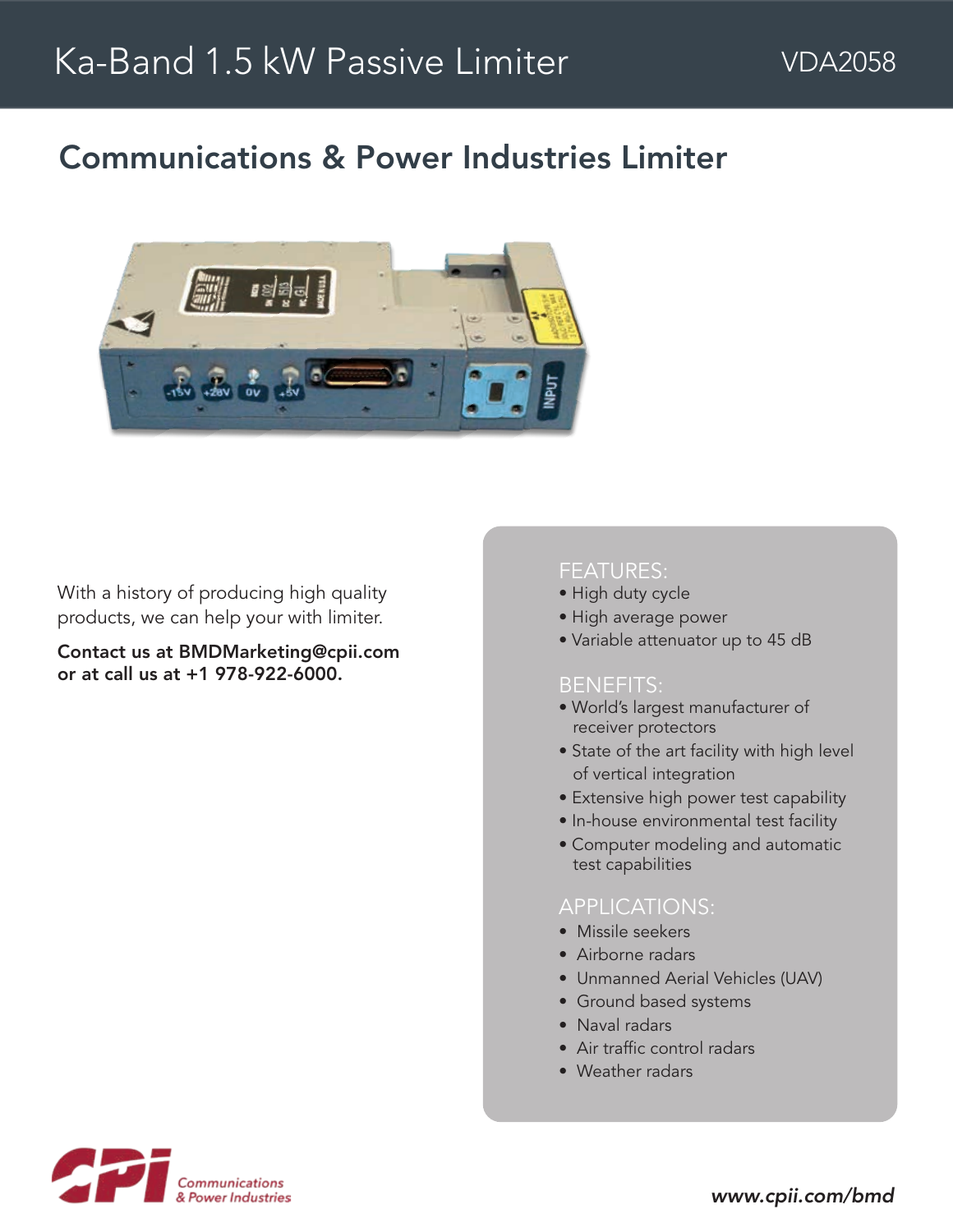# Ka-Band 1.5 kW Passive Limiter

VDA2058

## Communications & Power Industries Limiter

With a history of producing high quality products, we can help your with limiter.

**Contact us at BMDMarketing@cpii.com or at call us at +1 978-922-6000.**

### FEATURES:

- High duty cycle
- High average power
- Variable attenuator up to 45 dB

### BENEFITS:

- World's largest manufacturer of receiver protectors
- State of the art facility with high level of vertical integration
- Extensive high power test capability
- In-house environmental test facility
- Computer modeling and automatic test capabilities

### APPLICATIONS:

- Missile seekers
- Airborne radars
- Unmanned Aerial Vehicles (UAV)
- Ground based systems
- Naval radars
- Air traffic control radars
- Weather radars

Communications & Power Industries

www.cpii.com/bmd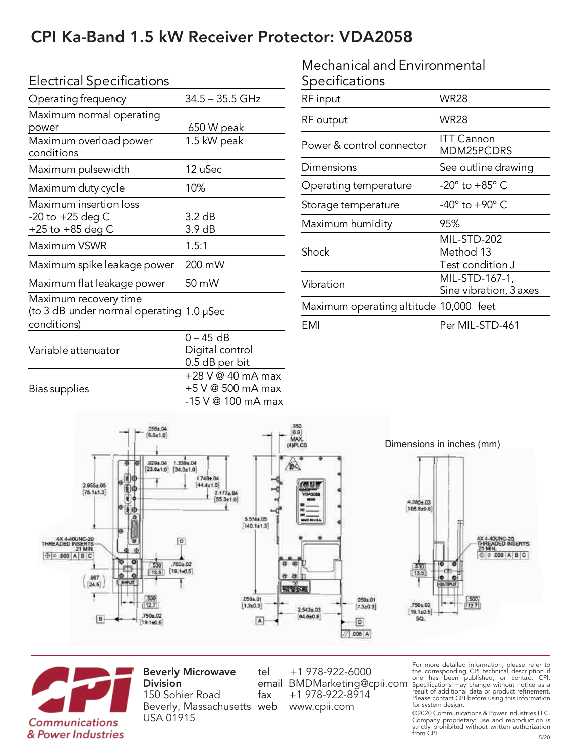# CPI Ka-Band 1.5 kW Receiver Protector: VDA2058

## Electrical Specifications

| | |
|---|---|
| Operating frequency | 34.5 – 35.5 GHz |
| Maximum normal operating power | 650 W peak |
| Maximum overload power conditions | 1.5 kW peak |
| Maximum pulsewidth | 12 uSec |
| Maximum duty cycle | 10% |
| Maximum insertion loss<br>-20 to +25 deg C<br>+25 to +85 deg C | <br>3.2 dB<br>3.9 dB |
| Maximum VSWR | 1.5:1 |
| Maximum spike leakage power | 200 mW |
| Maximum flat leakage power | 50 mW |
| Maximum recovery time (to 3 dB under normal operating conditions) | 1.0 μSec |
| Variable attenuator | 0 – 45 dB<br>Digital control<br>0.5 dB per bit |
| Bias supplies | +28 V @ 40 mA max<br>+5 V @ 500 mA max<br>-15 V @ 100 mA max |

## Mechanical and Environmental Specifications

| | |
|---|---|
| RF input | WR28 |
| RF output | WR28 |
| Power & control connector | ITT Cannon MDM25PCDRS |
| Dimensions | See outline drawing |
| Operating temperature | -20° to +85° C |
| Storage temperature | -40° to +90° C |
| Maximum humidity | 95% |
| Shock | MIL-STD-202<br>Method 13<br>Test condition J |
| Vibration | MIL-STD-167-1,<br>Sine vibration, 3 axes |
| Maximum operating altitude | 10,000 feet |
| EMI | Per MIL-STD-461 |

Dimensions in inches (mm)

**Beverly Microwave Division**
150 Sohier Road
Beverly, Massachusetts
USA 01915

tel +1 978-922-6000
email BMDMarketing@cpii.com
fax +1 978-922-8914
web www.cpii.com

For more detailed information, please refer to the corresponding CPI technical description if one has been published, or contact CPI. Specifications may change without notice as a result of additional data or product refinement. Please contact CPI before using this information for system design.

©2020 Communications & Power Industries LLC. Company proprietary: use and reproduction is strictly prohibited without written authorization from CPI.

5/20